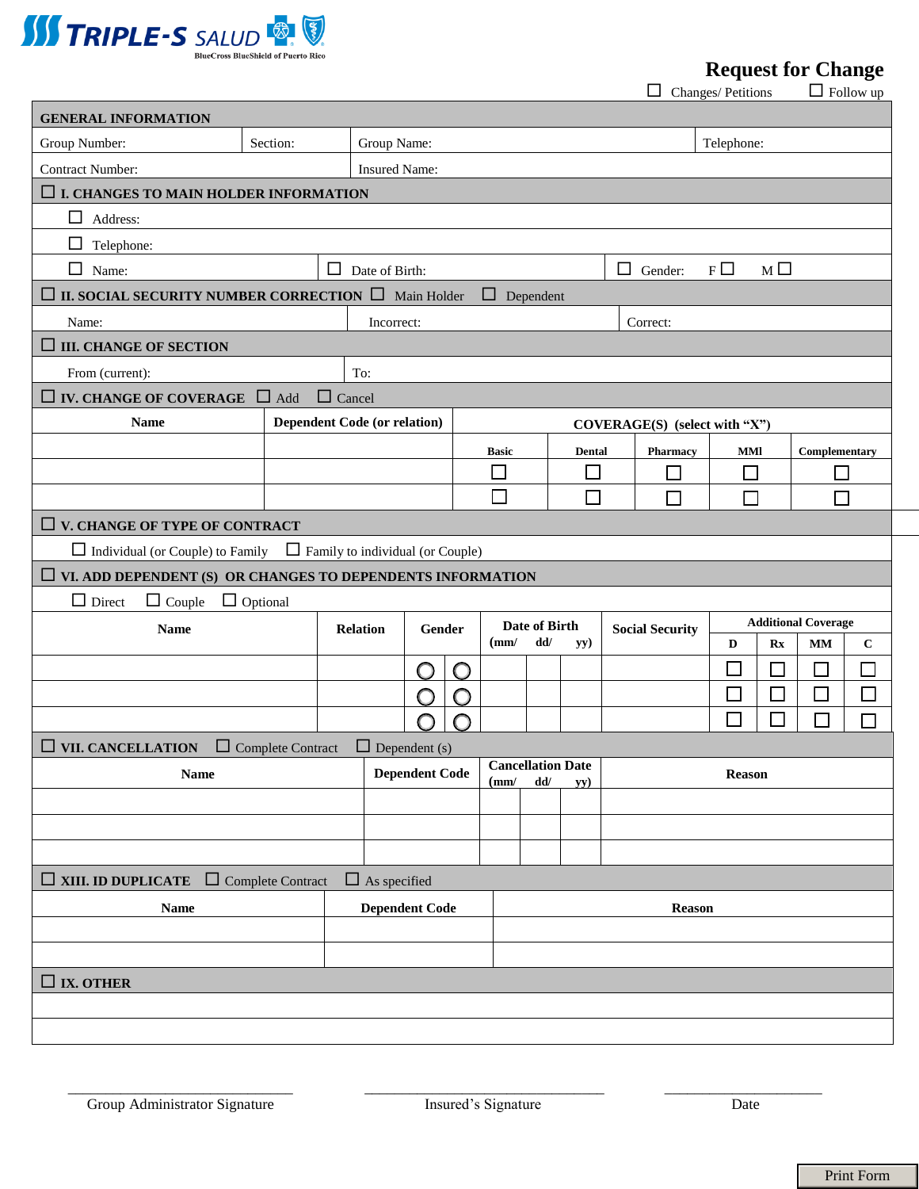TRIPLE-S SALUD
BlueCross BlueShield of Puerto Rico

# Request for Change

☐ Changes/ Petitions ☐ Follow up

## GENERAL INFORMATION

| Group Number: | Section: | Group Name: | Telephone: |
|---|---|---|---|
| Contract Number: | | Insured Name: | |

## ☐ I. CHANGES TO MAIN HOLDER INFORMATION

☐ Address:

☐ Telephone:

☐ Name: ☐ Date of Birth: ☐ Gender: F ☐ M ☐

## ☐ II. SOCIAL SECURITY NUMBER CORRECTION ☐ Main Holder ☐ Dependent

| Name: | Incorrect: | Correct: |
|---|---|---|

## ☐ III. CHANGE OF SECTION

| From (current): | To: |
|---|---|

## ☐ IV. CHANGE OF COVERAGE ☐ Add ☐ Cancel

| Name | Dependent Code (or relation) | COVERAGE(S) (select with "X") | | | | |
|---|---|---|---|---|---|---|
| | | Basic | Dental | Pharmacy | MMl | Complementary |
| | | ☐ | ☐ | ☐ | ☐ | ☐ |
| | | ☐ | ☐ | ☐ | ☐ | ☐ |

## ☐ V. CHANGE OF TYPE OF CONTRACT

☐ Individual (or Couple) to Family ☐ Family to individual (or Couple)

## ☐ VI. ADD DEPENDENT (S) OR CHANGES TO DEPENDENTS INFORMATION

☐ Direct ☐ Couple ☐ Optional

| Name | Relation | Gender | | Date of Birth | | | Social Security | Additional Coverage | | | |
|---|---|---|---|---|---|---|---|---|---|---|---|
| | | | | (mm/ | dd/ | yy) | | D | Rx | MM | C |
| | | ◯ | ◯ | | | | | ☐ | ☐ | ☐ | ☐ |
| | | ◯ | ◯ | | | | | ☐ | ☐ | ☐ | ☐ |
| | | ◯ | ◯ | | | | | ☐ | ☐ | ☐ | ☐ |

## ☐ VII. CANCELLATION ☐ Complete Contract ☐ Dependent (s)

| Name | Dependent Code | Cancellation Date | | | Reason |
|---|---|---|---|---|---|
| | | (mm/ | dd/ | yy) | |
| | | | | | |
| | | | | | |
| | | | | | |

## ☐ XIII. ID DUPLICATE ☐ Complete Contract ☐ As specified

| Name | Dependent Code | Reason |
|---|---|---|
| | | |
| | | |

## ☐ IX. OTHER

_____________________________ Group Administrator Signature

_____________________________ Insured's Signature

_____________________ Date

Print Form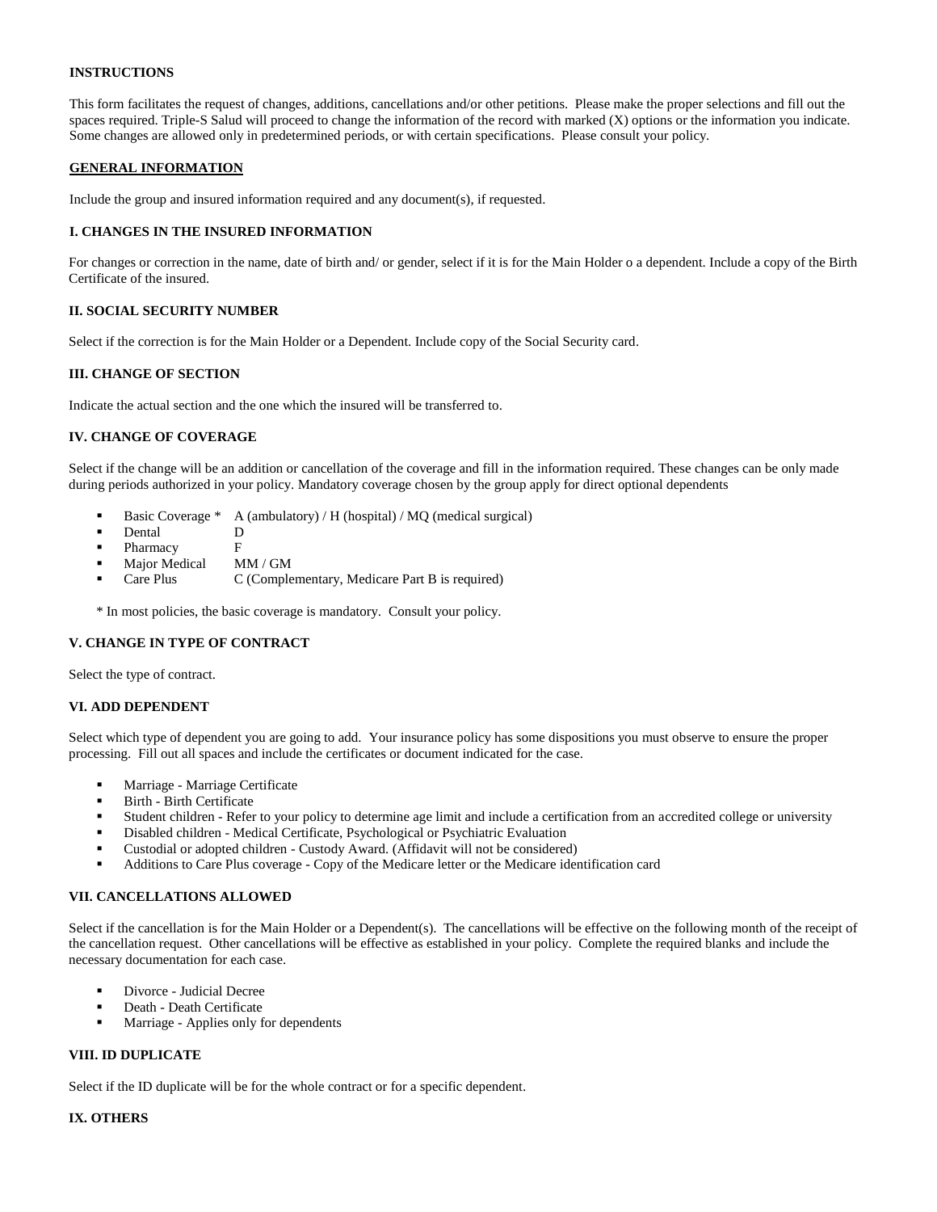**INSTRUCTIONS**

This form facilitates the request of changes, additions, cancellations and/or other petitions. Please make the proper selections and fill out the spaces required. Triple-S Salud will proceed to change the information of the record with marked (X) options or the information you indicate. Some changes are allowed only in predetermined periods, or with certain specifications. Please consult your policy.

**GENERAL INFORMATION**

Include the group and insured information required and any document(s), if requested.

**I. CHANGES IN THE INSURED INFORMATION**

For changes or correction in the name, date of birth and/ or gender, select if it is for the Main Holder o a dependent. Include a copy of the Birth Certificate of the insured.

**II. SOCIAL SECURITY NUMBER**

Select if the correction is for the Main Holder or a Dependent. Include copy of the Social Security card.

**III. CHANGE OF SECTION**

Indicate the actual section and the one which the insured will be transferred to.

**IV. CHANGE OF COVERAGE**

Select if the change will be an addition or cancellation of the coverage and fill in the information required. These changes can be only made during periods authorized in your policy. Mandatory coverage chosen by the group apply for direct optional dependents

- Basic Coverage * A (ambulatory) / H (hospital) / MQ (medical surgical)
- Dental D
- Pharmacy F
- Major Medical MM / GM
- Care Plus C (Complementary, Medicare Part B is required)

\* In most policies, the basic coverage is mandatory. Consult your policy.

**V. CHANGE IN TYPE OF CONTRACT**

Select the type of contract.

**VI. ADD DEPENDENT**

Select which type of dependent you are going to add. Your insurance policy has some dispositions you must observe to ensure the proper processing. Fill out all spaces and include the certificates or document indicated for the case.

- Marriage - Marriage Certificate
- Birth - Birth Certificate
- Student children - Refer to your policy to determine age limit and include a certification from an accredited college or university
- Disabled children - Medical Certificate, Psychological or Psychiatric Evaluation
- Custodial or adopted children - Custody Award. (Affidavit will not be considered)
- Additions to Care Plus coverage - Copy of the Medicare letter or the Medicare identification card

**VII. CANCELLATIONS ALLOWED**

Select if the cancellation is for the Main Holder or a Dependent(s). The cancellations will be effective on the following month of the receipt of the cancellation request. Other cancellations will be effective as established in your policy. Complete the required blanks and include the necessary documentation for each case.

- Divorce - Judicial Decree
- Death - Death Certificate
- Marriage - Applies only for dependents

**VIII. ID DUPLICATE**

Select if the ID duplicate will be for the whole contract or for a specific dependent.

**IX. OTHERS**